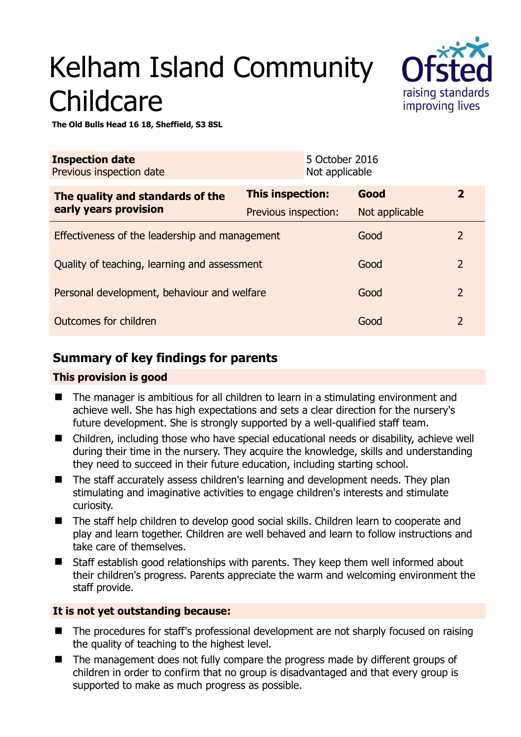# Kelham Island Community Childcare

**The Old Bulls Head 16 18, Sheffield, S3 8SL**

| **Inspection date** | 5 October 2016 |
|---|---|
| Previous inspection date | Not applicable |

| **The quality and standards of the early years provision** | **This inspection:** | **Good** | **2** |
|---|---|---|---|
| | Previous inspection: | Not applicable | |
| Effectiveness of the leadership and management | | Good | 2 |
| Quality of teaching, learning and assessment | | Good | 2 |
| Personal development, behaviour and welfare | | Good | 2 |
| Outcomes for children | | Good | 2 |

## Summary of key findings for parents

**This provision is good**

- The manager is ambitious for all children to learn in a stimulating environment and achieve well. She has high expectations and sets a clear direction for the nursery's future development. She is strongly supported by a well-qualified staff team.
- Children, including those who have special educational needs or disability, achieve well during their time in the nursery. They acquire the knowledge, skills and understanding they need to succeed in their future education, including starting school.
- The staff accurately assess children's learning and development needs. They plan stimulating and imaginative activities to engage children's interests and stimulate curiosity.
- The staff help children to develop good social skills. Children learn to cooperate and play and learn together. Children are well behaved and learn to follow instructions and take care of themselves.
- Staff establish good relationships with parents. They keep them well informed about their children's progress. Parents appreciate the warm and welcoming environment the staff provide.

**It is not yet outstanding because:**

- The procedures for staff's professional development are not sharply focused on raising the quality of teaching to the highest level.
- The management does not fully compare the progress made by different groups of children in order to confirm that no group is disadvantaged and that every group is supported to make as much progress as possible.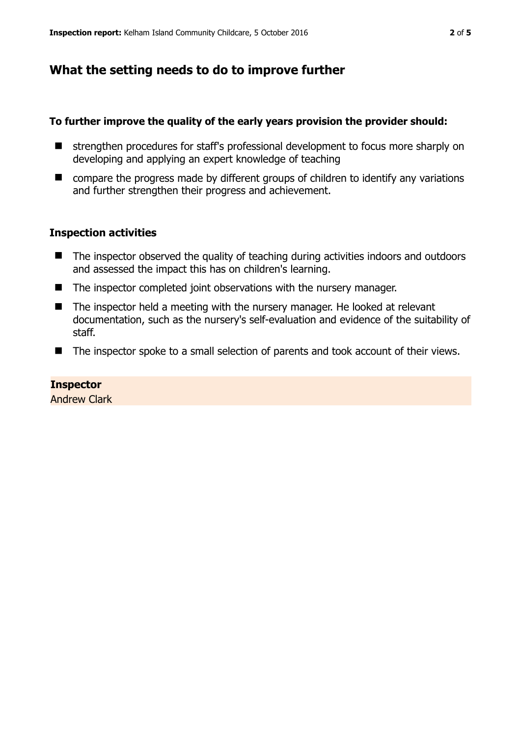## What the setting needs to do to improve further

**To further improve the quality of the early years provision the provider should:**

- strengthen procedures for staff's professional development to focus more sharply on developing and applying an expert knowledge of teaching
- compare the progress made by different groups of children to identify any variations and further strengthen their progress and achievement.

### Inspection activities

- The inspector observed the quality of teaching during activities indoors and outdoors and assessed the impact this has on children's learning.
- The inspector completed joint observations with the nursery manager.
- The inspector held a meeting with the nursery manager. He looked at relevant documentation, such as the nursery's self-evaluation and evidence of the suitability of staff.
- The inspector spoke to a small selection of parents and took account of their views.

**Inspector**
Andrew Clark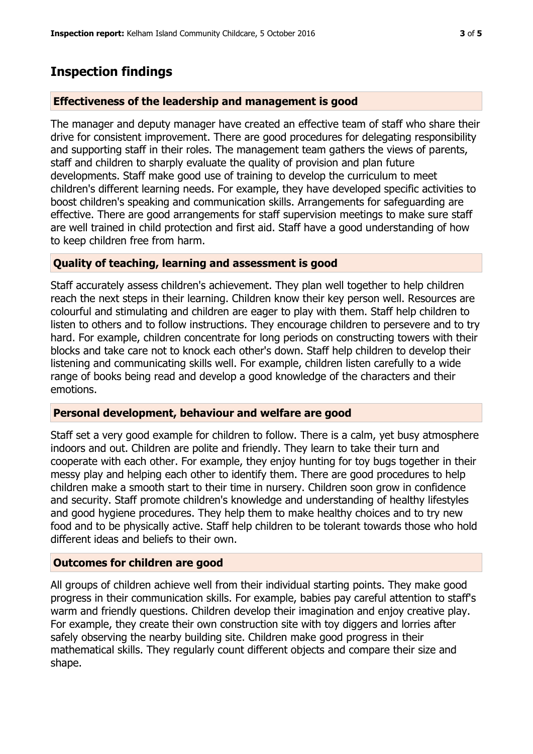## Inspection findings

### Effectiveness of the leadership and management is good

The manager and deputy manager have created an effective team of staff who share their drive for consistent improvement. There are good procedures for delegating responsibility and supporting staff in their roles. The management team gathers the views of parents, staff and children to sharply evaluate the quality of provision and plan future developments. Staff make good use of training to develop the curriculum to meet children's different learning needs. For example, they have developed specific activities to boost children's speaking and communication skills. Arrangements for safeguarding are effective. There are good arrangements for staff supervision meetings to make sure staff are well trained in child protection and first aid. Staff have a good understanding of how to keep children free from harm.

### Quality of teaching, learning and assessment is good

Staff accurately assess children's achievement. They plan well together to help children reach the next steps in their learning. Children know their key person well. Resources are colourful and stimulating and children are eager to play with them. Staff help children to listen to others and to follow instructions. They encourage children to persevere and to try hard. For example, children concentrate for long periods on constructing towers with their blocks and take care not to knock each other's down. Staff help children to develop their listening and communicating skills well. For example, children listen carefully to a wide range of books being read and develop a good knowledge of the characters and their emotions.

### Personal development, behaviour and welfare are good

Staff set a very good example for children to follow. There is a calm, yet busy atmosphere indoors and out. Children are polite and friendly. They learn to take their turn and cooperate with each other. For example, they enjoy hunting for toy bugs together in their messy play and helping each other to identify them. There are good procedures to help children make a smooth start to their time in nursery. Children soon grow in confidence and security. Staff promote children's knowledge and understanding of healthy lifestyles and good hygiene procedures. They help them to make healthy choices and to try new food and to be physically active. Staff help children to be tolerant towards those who hold different ideas and beliefs to their own.

### Outcomes for children are good

All groups of children achieve well from their individual starting points. They make good progress in their communication skills. For example, babies pay careful attention to staff's warm and friendly questions. Children develop their imagination and enjoy creative play. For example, they create their own construction site with toy diggers and lorries after safely observing the nearby building site. Children make good progress in their mathematical skills. They regularly count different objects and compare their size and shape.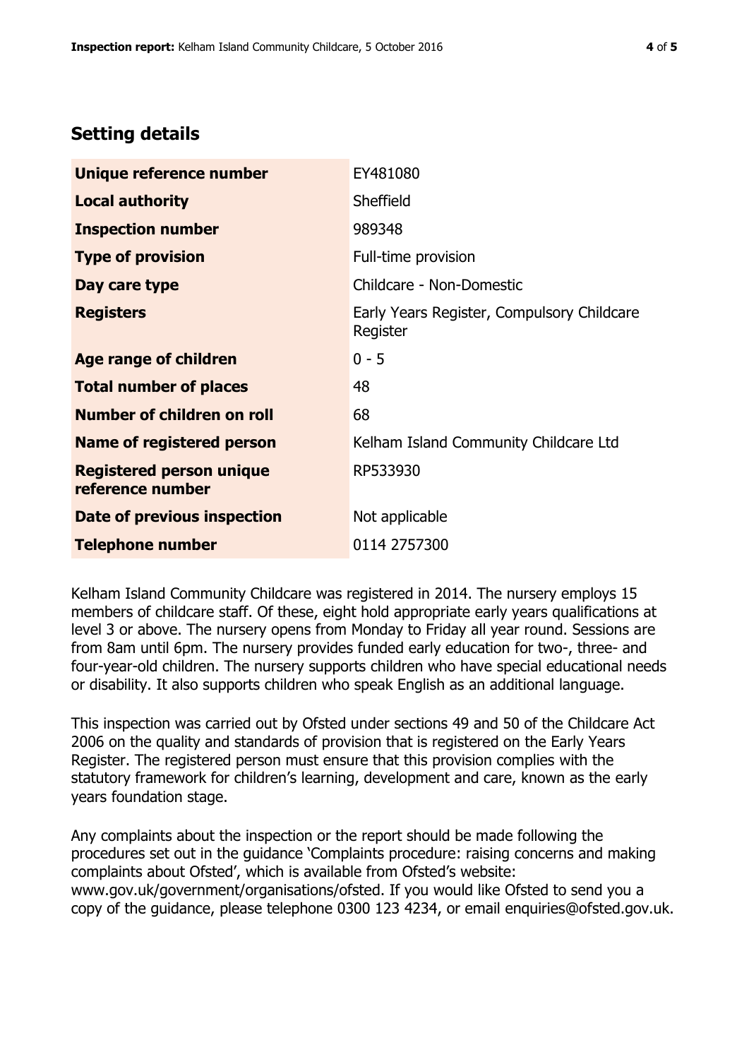## Setting details

| | |
|---|---|
| **Unique reference number** | EY481080 |
| **Local authority** | Sheffield |
| **Inspection number** | 989348 |
| **Type of provision** | Full-time provision |
| **Day care type** | Childcare - Non-Domestic |
| **Registers** | Early Years Register, Compulsory Childcare Register |
| **Age range of children** | 0 - 5 |
| **Total number of places** | 48 |
| **Number of children on roll** | 68 |
| **Name of registered person** | Kelham Island Community Childcare Ltd |
| **Registered person unique reference number** | RP533930 |
| **Date of previous inspection** | Not applicable |
| **Telephone number** | 0114 2757300 |

Kelham Island Community Childcare was registered in 2014. The nursery employs 15 members of childcare staff. Of these, eight hold appropriate early years qualifications at level 3 or above. The nursery opens from Monday to Friday all year round. Sessions are from 8am until 6pm. The nursery provides funded early education for two-, three- and four-year-old children. The nursery supports children who have special educational needs or disability. It also supports children who speak English as an additional language.

This inspection was carried out by Ofsted under sections 49 and 50 of the Childcare Act 2006 on the quality and standards of provision that is registered on the Early Years Register. The registered person must ensure that this provision complies with the statutory framework for children's learning, development and care, known as the early years foundation stage.

Any complaints about the inspection or the report should be made following the procedures set out in the guidance 'Complaints procedure: raising concerns and making complaints about Ofsted', which is available from Ofsted's website: www.gov.uk/government/organisations/ofsted. If you would like Ofsted to send you a copy of the guidance, please telephone 0300 123 4234, or email enquiries@ofsted.gov.uk.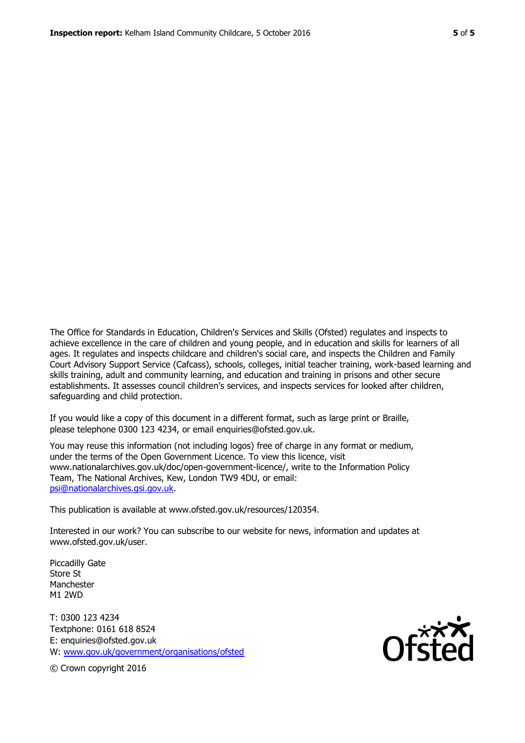The Office for Standards in Education, Children's Services and Skills (Ofsted) regulates and inspects to achieve excellence in the care of children and young people, and in education and skills for learners of all ages. It regulates and inspects childcare and children's social care, and inspects the Children and Family Court Advisory Support Service (Cafcass), schools, colleges, initial teacher training, work-based learning and skills training, adult and community learning, and education and training in prisons and other secure establishments. It assesses council children's services, and inspects services for looked after children, safeguarding and child protection.

If you would like a copy of this document in a different format, such as large print or Braille, please telephone 0300 123 4234, or email enquiries@ofsted.gov.uk.

You may reuse this information (not including logos) free of charge in any format or medium, under the terms of the Open Government Licence. To view this licence, visit www.nationalarchives.gov.uk/doc/open-government-licence/, write to the Information Policy Team, The National Archives, Kew, London TW9 4DU, or email: psi@nationalarchives.gsi.gov.uk.

This publication is available at www.ofsted.gov.uk/resources/120354.

Interested in our work? You can subscribe to our website for news, information and updates at www.ofsted.gov.uk/user.

Piccadilly Gate
Store St
Manchester
M1 2WD

T: 0300 123 4234
Textphone: 0161 618 8524
E: enquiries@ofsted.gov.uk
W: www.gov.uk/government/organisations/ofsted

© Crown copyright 2016